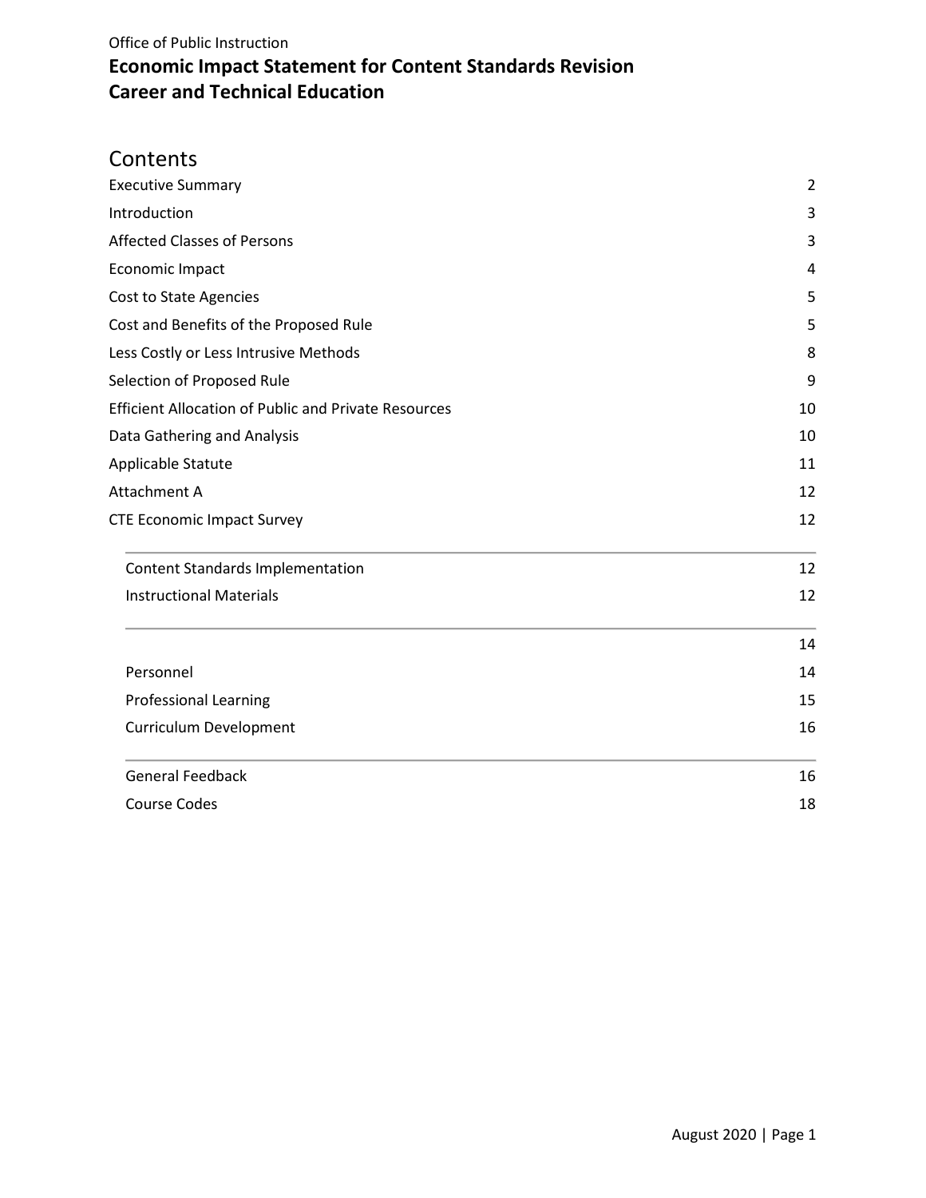Office of Public Instruction

# Economic Impact Statement for Content Standards Revision
# Career and Technical Education

## Contents

| | |
|---|---|
| Executive Summary | 2 |
| Introduction | 3 |
| Affected Classes of Persons | 3 |
| Economic Impact | 4 |
| Cost to State Agencies | 5 |
| Cost and Benefits of the Proposed Rule | 5 |
| Less Costly or Less Intrusive Methods | 8 |
| Selection of Proposed Rule | 9 |
| Efficient Allocation of Public and Private Resources | 10 |
| Data Gathering and Analysis | 10 |
| Applicable Statute | 11 |
| Attachment A | 12 |
| CTE Economic Impact Survey | 12 |
| Content Standards Implementation | 12 |
| Instructional Materials | 12 |
| | 14 |
| Personnel | 14 |
| Professional Learning | 15 |
| Curriculum Development | 16 |
| General Feedback | 16 |
| Course Codes | 18 |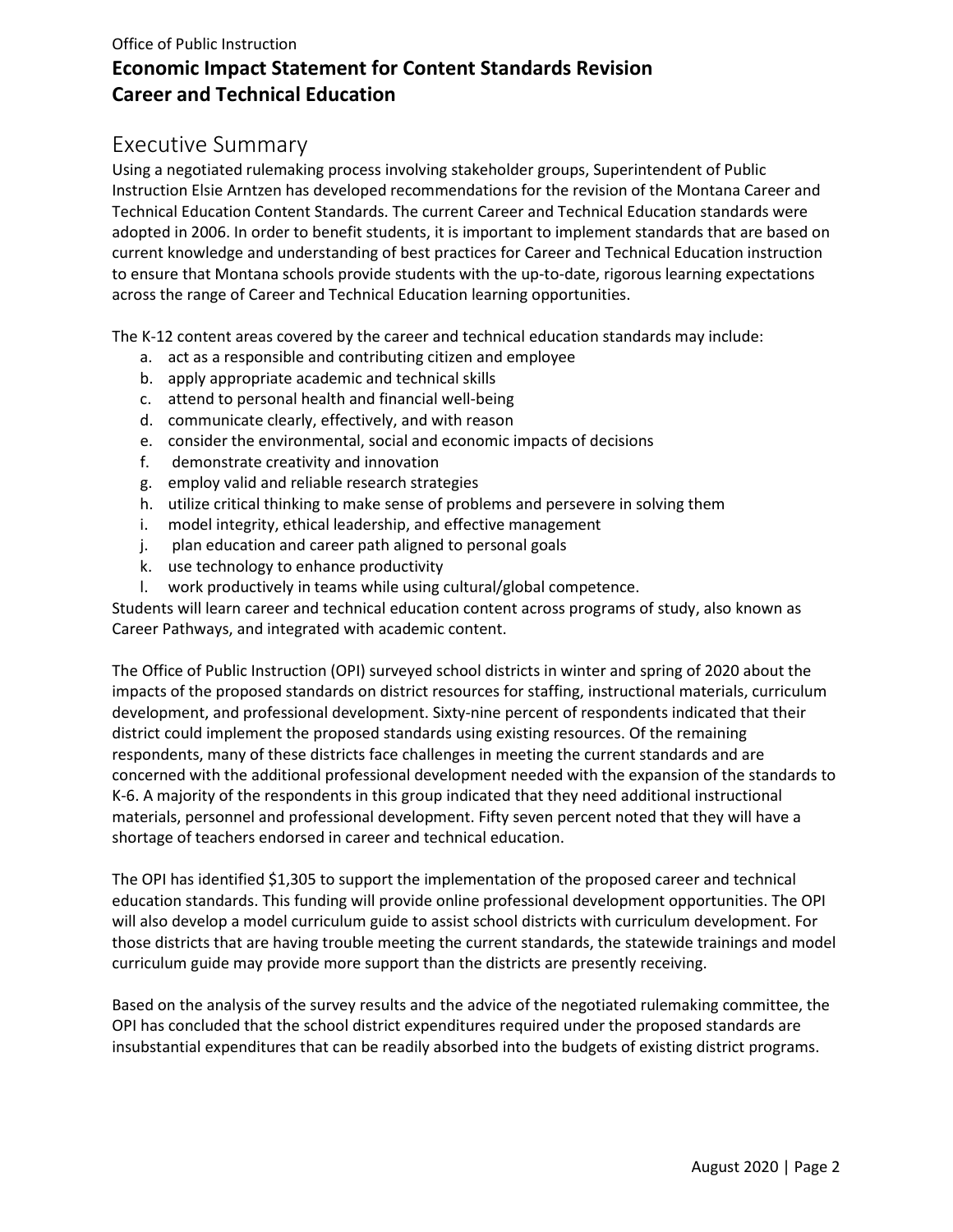Office of Public Instruction

# Economic Impact Statement for Content Standards Revision Career and Technical Education

## Executive Summary

Using a negotiated rulemaking process involving stakeholder groups, Superintendent of Public Instruction Elsie Arntzen has developed recommendations for the revision of the Montana Career and Technical Education Content Standards. The current Career and Technical Education standards were adopted in 2006. In order to benefit students, it is important to implement standards that are based on current knowledge and understanding of best practices for Career and Technical Education instruction to ensure that Montana schools provide students with the up-to-date, rigorous learning expectations across the range of Career and Technical Education learning opportunities.

The K-12 content areas covered by the career and technical education standards may include:

a. act as a responsible and contributing citizen and employee
b. apply appropriate academic and technical skills
c. attend to personal health and financial well-being
d. communicate clearly, effectively, and with reason
e. consider the environmental, social and economic impacts of decisions
f. demonstrate creativity and innovation
g. employ valid and reliable research strategies
h. utilize critical thinking to make sense of problems and persevere in solving them
i. model integrity, ethical leadership, and effective management
j. plan education and career path aligned to personal goals
k. use technology to enhance productivity
l. work productively in teams while using cultural/global competence.

Students will learn career and technical education content across programs of study, also known as Career Pathways, and integrated with academic content.

The Office of Public Instruction (OPI) surveyed school districts in winter and spring of 2020 about the impacts of the proposed standards on district resources for staffing, instructional materials, curriculum development, and professional development. Sixty-nine percent of respondents indicated that their district could implement the proposed standards using existing resources. Of the remaining respondents, many of these districts face challenges in meeting the current standards and are concerned with the additional professional development needed with the expansion of the standards to K-6. A majority of the respondents in this group indicated that they need additional instructional materials, personnel and professional development. Fifty seven percent noted that they will have a shortage of teachers endorsed in career and technical education.

The OPI has identified $1,305 to support the implementation of the proposed career and technical education standards. This funding will provide online professional development opportunities. The OPI will also develop a model curriculum guide to assist school districts with curriculum development. For those districts that are having trouble meeting the current standards, the statewide trainings and model curriculum guide may provide more support than the districts are presently receiving.

Based on the analysis of the survey results and the advice of the negotiated rulemaking committee, the OPI has concluded that the school district expenditures required under the proposed standards are insubstantial expenditures that can be readily absorbed into the budgets of existing district programs.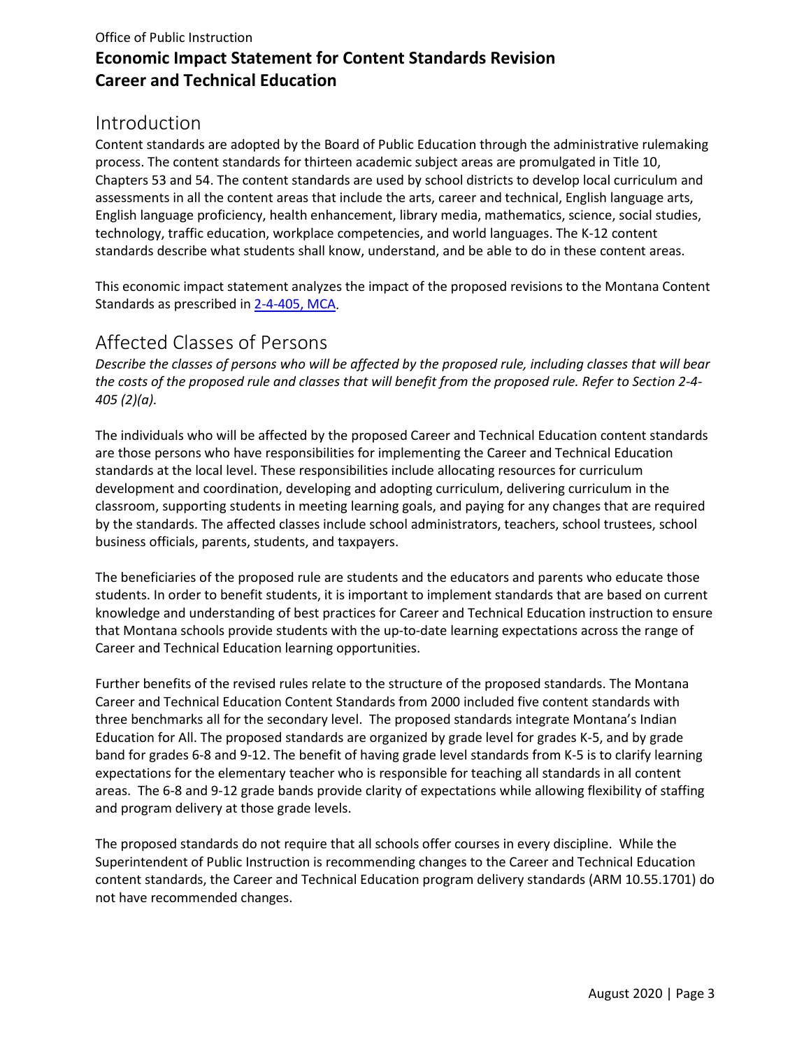Office of Public Instruction

# Economic Impact Statement for Content Standards Revision Career and Technical Education

## Introduction

Content standards are adopted by the Board of Public Education through the administrative rulemaking process. The content standards for thirteen academic subject areas are promulgated in Title 10, Chapters 53 and 54. The content standards are used by school districts to develop local curriculum and assessments in all the content areas that include the arts, career and technical, English language arts, English language proficiency, health enhancement, library media, mathematics, science, social studies, technology, traffic education, workplace competencies, and world languages. The K-12 content standards describe what students shall know, understand, and be able to do in these content areas.

This economic impact statement analyzes the impact of the proposed revisions to the Montana Content Standards as prescribed in 2-4-405, MCA.

## Affected Classes of Persons

*Describe the classes of persons who will be affected by the proposed rule, including classes that will bear the costs of the proposed rule and classes that will benefit from the proposed rule. Refer to Section 2-4-405 (2)(a).*

The individuals who will be affected by the proposed Career and Technical Education content standards are those persons who have responsibilities for implementing the Career and Technical Education standards at the local level. These responsibilities include allocating resources for curriculum development and coordination, developing and adopting curriculum, delivering curriculum in the classroom, supporting students in meeting learning goals, and paying for any changes that are required by the standards. The affected classes include school administrators, teachers, school trustees, school business officials, parents, students, and taxpayers.

The beneficiaries of the proposed rule are students and the educators and parents who educate those students. In order to benefit students, it is important to implement standards that are based on current knowledge and understanding of best practices for Career and Technical Education instruction to ensure that Montana schools provide students with the up-to-date learning expectations across the range of Career and Technical Education learning opportunities.

Further benefits of the revised rules relate to the structure of the proposed standards. The Montana Career and Technical Education Content Standards from 2000 included five content standards with three benchmarks all for the secondary level. The proposed standards integrate Montana's Indian Education for All. The proposed standards are organized by grade level for grades K-5, and by grade band for grades 6-8 and 9-12. The benefit of having grade level standards from K-5 is to clarify learning expectations for the elementary teacher who is responsible for teaching all standards in all content areas. The 6-8 and 9-12 grade bands provide clarity of expectations while allowing flexibility of staffing and program delivery at those grade levels.

The proposed standards do not require that all schools offer courses in every discipline. While the Superintendent of Public Instruction is recommending changes to the Career and Technical Education content standards, the Career and Technical Education program delivery standards (ARM 10.55.1701) do not have recommended changes.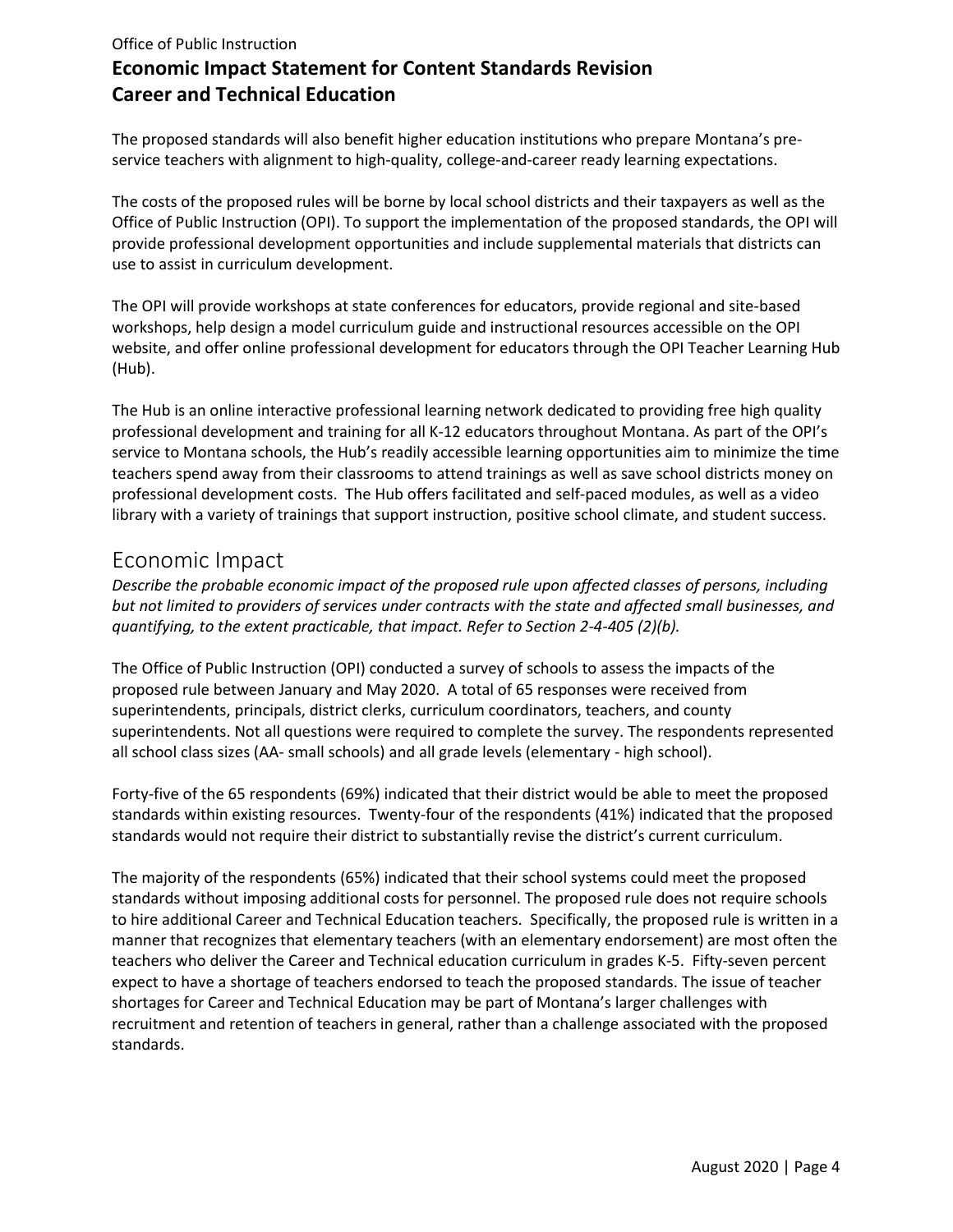The proposed standards will also benefit higher education institutions who prepare Montana's pre-service teachers with alignment to high-quality, college-and-career ready learning expectations.

The costs of the proposed rules will be borne by local school districts and their taxpayers as well as the Office of Public Instruction (OPI). To support the implementation of the proposed standards, the OPI will provide professional development opportunities and include supplemental materials that districts can use to assist in curriculum development.

The OPI will provide workshops at state conferences for educators, provide regional and site-based workshops, help design a model curriculum guide and instructional resources accessible on the OPI website, and offer online professional development for educators through the OPI Teacher Learning Hub (Hub).

The Hub is an online interactive professional learning network dedicated to providing free high quality professional development and training for all K-12 educators throughout Montana. As part of the OPI's service to Montana schools, the Hub's readily accessible learning opportunities aim to minimize the time teachers spend away from their classrooms to attend trainings as well as save school districts money on professional development costs. The Hub offers facilitated and self-paced modules, as well as a video library with a variety of trainings that support instruction, positive school climate, and student success.

## Economic Impact

*Describe the probable economic impact of the proposed rule upon affected classes of persons, including but not limited to providers of services under contracts with the state and affected small businesses, and quantifying, to the extent practicable, that impact. Refer to Section 2-4-405 (2)(b).*

The Office of Public Instruction (OPI) conducted a survey of schools to assess the impacts of the proposed rule between January and May 2020. A total of 65 responses were received from superintendents, principals, district clerks, curriculum coordinators, teachers, and county superintendents. Not all questions were required to complete the survey. The respondents represented all school class sizes (AA- small schools) and all grade levels (elementary - high school).

Forty-five of the 65 respondents (69%) indicated that their district would be able to meet the proposed standards within existing resources. Twenty-four of the respondents (41%) indicated that the proposed standards would not require their district to substantially revise the district's current curriculum.

The majority of the respondents (65%) indicated that their school systems could meet the proposed standards without imposing additional costs for personnel. The proposed rule does not require schools to hire additional Career and Technical Education teachers. Specifically, the proposed rule is written in a manner that recognizes that elementary teachers (with an elementary endorsement) are most often the teachers who deliver the Career and Technical education curriculum in grades K-5. Fifty-seven percent expect to have a shortage of teachers endorsed to teach the proposed standards. The issue of teacher shortages for Career and Technical Education may be part of Montana's larger challenges with recruitment and retention of teachers in general, rather than a challenge associated with the proposed standards.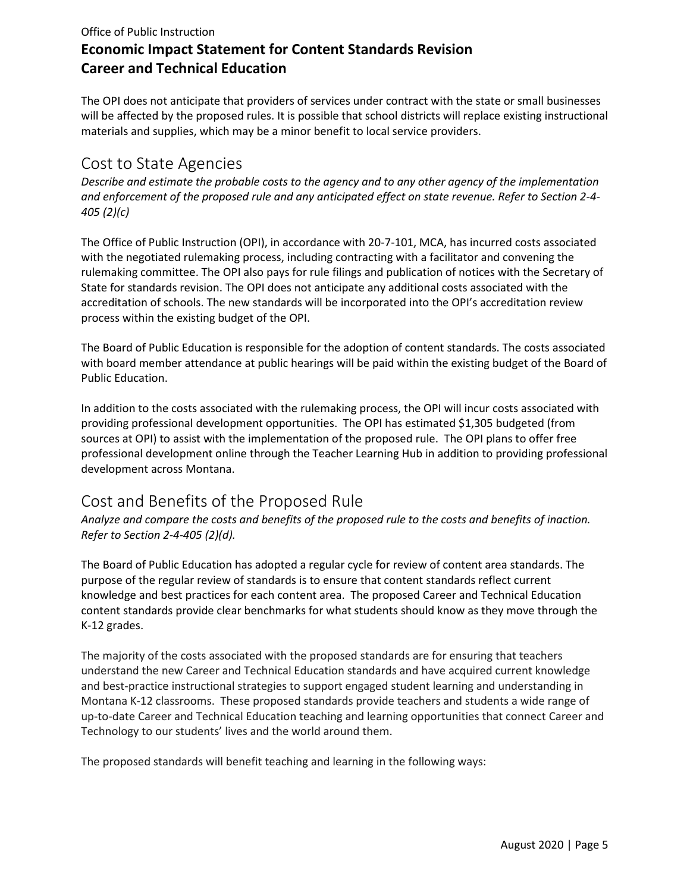The OPI does not anticipate that providers of services under contract with the state or small businesses will be affected by the proposed rules. It is possible that school districts will replace existing instructional materials and supplies, which may be a minor benefit to local service providers.

## Cost to State Agencies

*Describe and estimate the probable costs to the agency and to any other agency of the implementation and enforcement of the proposed rule and any anticipated effect on state revenue. Refer to Section 2-4-405 (2)(c)*

The Office of Public Instruction (OPI), in accordance with 20-7-101, MCA, has incurred costs associated with the negotiated rulemaking process, including contracting with a facilitator and convening the rulemaking committee. The OPI also pays for rule filings and publication of notices with the Secretary of State for standards revision. The OPI does not anticipate any additional costs associated with the accreditation of schools. The new standards will be incorporated into the OPI's accreditation review process within the existing budget of the OPI.

The Board of Public Education is responsible for the adoption of content standards. The costs associated with board member attendance at public hearings will be paid within the existing budget of the Board of Public Education.

In addition to the costs associated with the rulemaking process, the OPI will incur costs associated with providing professional development opportunities. The OPI has estimated $1,305 budgeted (from sources at OPI) to assist with the implementation of the proposed rule. The OPI plans to offer free professional development online through the Teacher Learning Hub in addition to providing professional development across Montana.

## Cost and Benefits of the Proposed Rule

*Analyze and compare the costs and benefits of the proposed rule to the costs and benefits of inaction. Refer to Section 2-4-405 (2)(d).*

The Board of Public Education has adopted a regular cycle for review of content area standards. The purpose of the regular review of standards is to ensure that content standards reflect current knowledge and best practices for each content area. The proposed Career and Technical Education content standards provide clear benchmarks for what students should know as they move through the K-12 grades.

The majority of the costs associated with the proposed standards are for ensuring that teachers understand the new Career and Technical Education standards and have acquired current knowledge and best-practice instructional strategies to support engaged student learning and understanding in Montana K-12 classrooms. These proposed standards provide teachers and students a wide range of up-to-date Career and Technical Education teaching and learning opportunities that connect Career and Technology to our students' lives and the world around them.

The proposed standards will benefit teaching and learning in the following ways: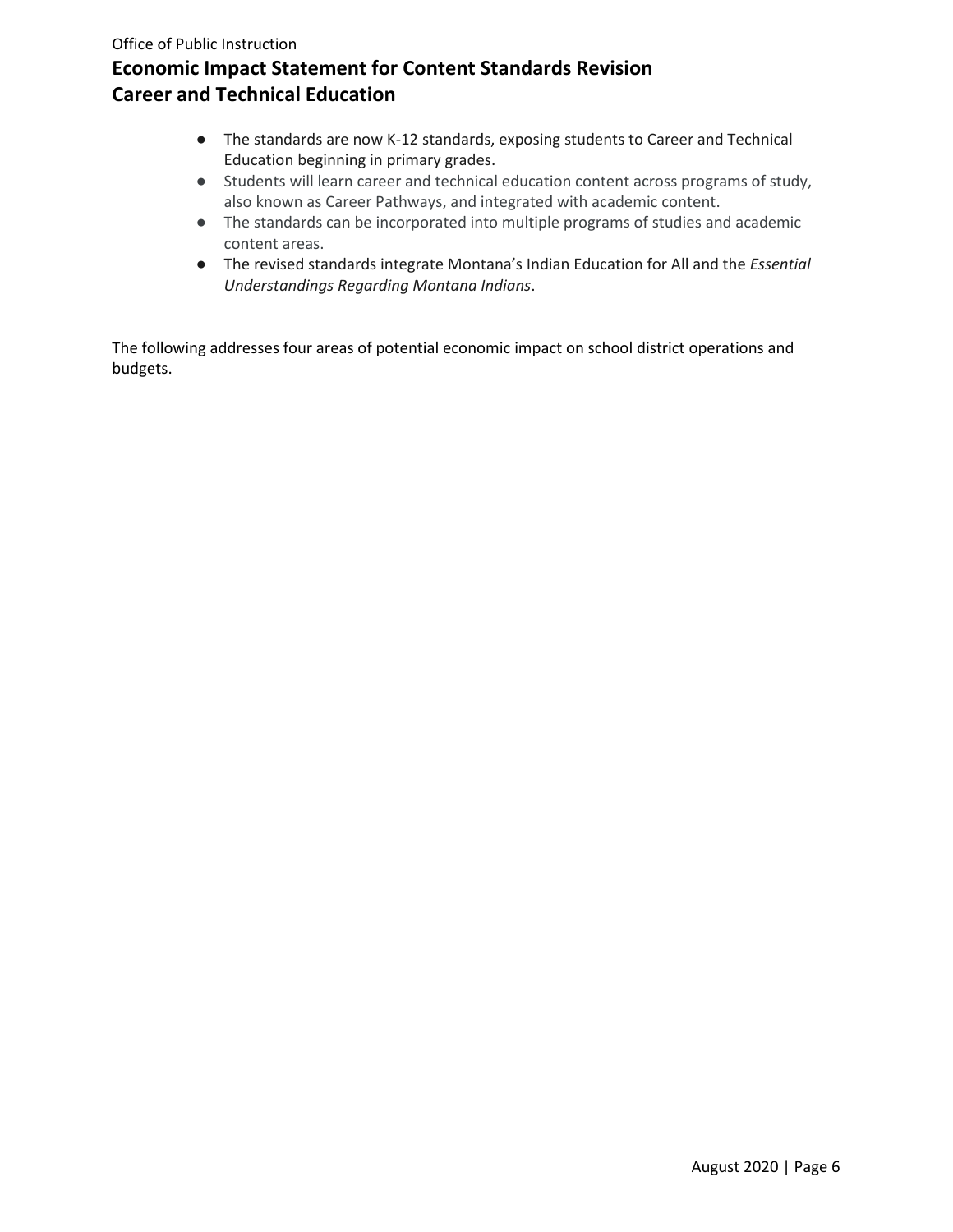- The standards are now K-12 standards, exposing students to Career and Technical Education beginning in primary grades.
- Students will learn career and technical education content across programs of study, also known as Career Pathways, and integrated with academic content.
- The standards can be incorporated into multiple programs of studies and academic content areas.
- The revised standards integrate Montana's Indian Education for All and the *Essential Understandings Regarding Montana Indians*.

The following addresses four areas of potential economic impact on school district operations and budgets.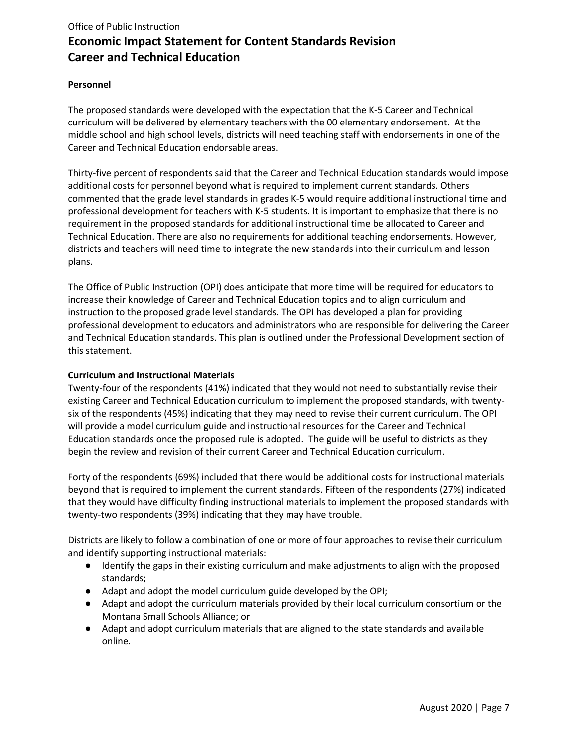### Personnel

The proposed standards were developed with the expectation that the K-5 Career and Technical curriculum will be delivered by elementary teachers with the 00 elementary endorsement. At the middle school and high school levels, districts will need teaching staff with endorsements in one of the Career and Technical Education endorsable areas.

Thirty-five percent of respondents said that the Career and Technical Education standards would impose additional costs for personnel beyond what is required to implement current standards. Others commented that the grade level standards in grades K-5 would require additional instructional time and professional development for teachers with K-5 students. It is important to emphasize that there is no requirement in the proposed standards for additional instructional time be allocated to Career and Technical Education. There are also no requirements for additional teaching endorsements. However, districts and teachers will need time to integrate the new standards into their curriculum and lesson plans.

The Office of Public Instruction (OPI) does anticipate that more time will be required for educators to increase their knowledge of Career and Technical Education topics and to align curriculum and instruction to the proposed grade level standards. The OPI has developed a plan for providing professional development to educators and administrators who are responsible for delivering the Career and Technical Education standards. This plan is outlined under the Professional Development section of this statement.

### Curriculum and Instructional Materials

Twenty-four of the respondents (41%) indicated that they would not need to substantially revise their existing Career and Technical Education curriculum to implement the proposed standards, with twenty-six of the respondents (45%) indicating that they may need to revise their current curriculum. The OPI will provide a model curriculum guide and instructional resources for the Career and Technical Education standards once the proposed rule is adopted. The guide will be useful to districts as they begin the review and revision of their current Career and Technical Education curriculum.

Forty of the respondents (69%) included that there would be additional costs for instructional materials beyond that is required to implement the current standards. Fifteen of the respondents (27%) indicated that they would have difficulty finding instructional materials to implement the proposed standards with twenty-two respondents (39%) indicating that they may have trouble.

Districts are likely to follow a combination of one or more of four approaches to revise their curriculum and identify supporting instructional materials:

- Identify the gaps in their existing curriculum and make adjustments to align with the proposed standards;
- Adapt and adopt the model curriculum guide developed by the OPI;
- Adapt and adopt the curriculum materials provided by their local curriculum consortium or the Montana Small Schools Alliance; or
- Adapt and adopt curriculum materials that are aligned to the state standards and available online.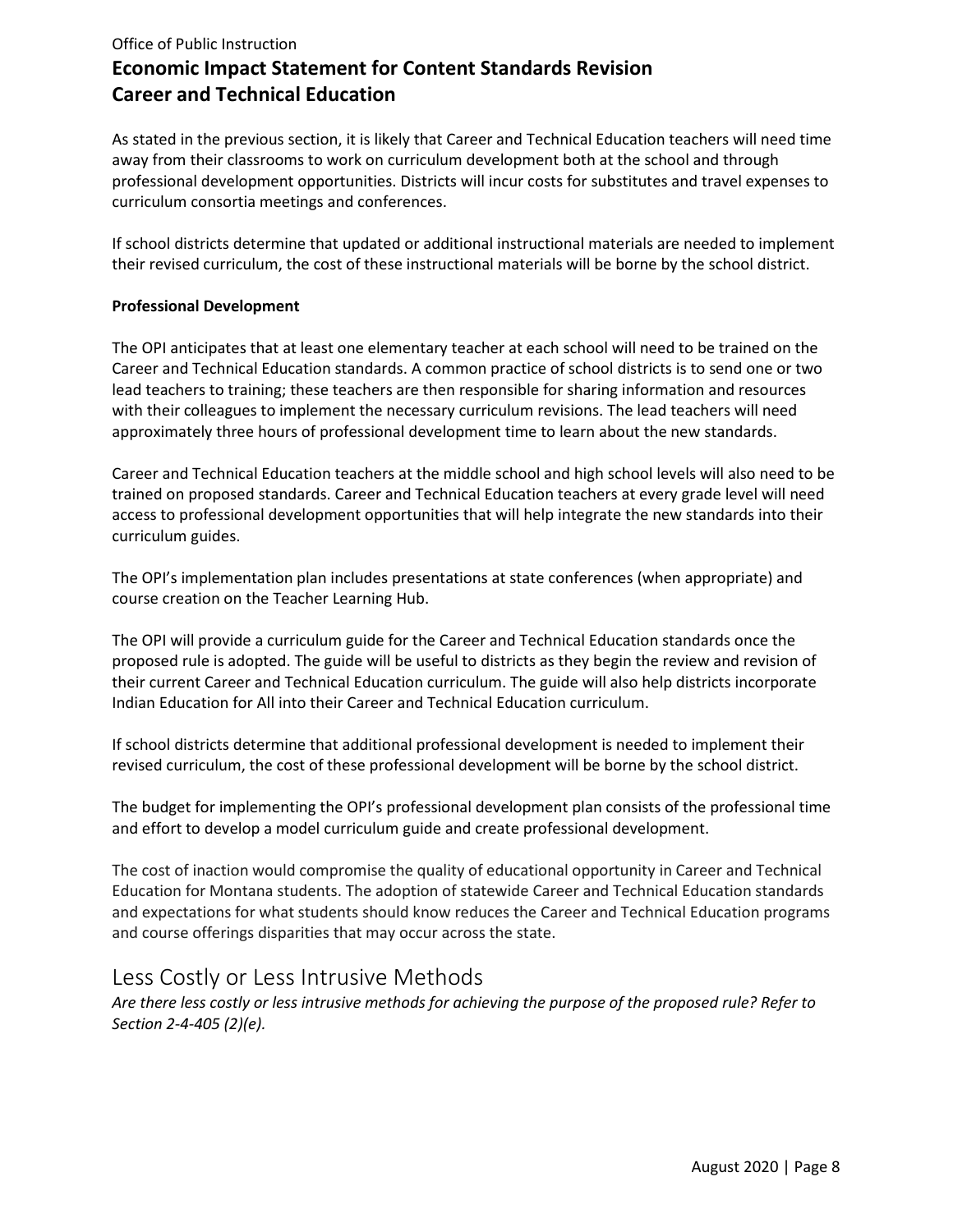As stated in the previous section, it is likely that Career and Technical Education teachers will need time away from their classrooms to work on curriculum development both at the school and through professional development opportunities. Districts will incur costs for substitutes and travel expenses to curriculum consortia meetings and conferences.

If school districts determine that updated or additional instructional materials are needed to implement their revised curriculum, the cost of these instructional materials will be borne by the school district.

**Professional Development**

The OPI anticipates that at least one elementary teacher at each school will need to be trained on the Career and Technical Education standards. A common practice of school districts is to send one or two lead teachers to training; these teachers are then responsible for sharing information and resources with their colleagues to implement the necessary curriculum revisions. The lead teachers will need approximately three hours of professional development time to learn about the new standards.

Career and Technical Education teachers at the middle school and high school levels will also need to be trained on proposed standards. Career and Technical Education teachers at every grade level will need access to professional development opportunities that will help integrate the new standards into their curriculum guides.

The OPI's implementation plan includes presentations at state conferences (when appropriate) and course creation on the Teacher Learning Hub.

The OPI will provide a curriculum guide for the Career and Technical Education standards once the proposed rule is adopted. The guide will be useful to districts as they begin the review and revision of their current Career and Technical Education curriculum. The guide will also help districts incorporate Indian Education for All into their Career and Technical Education curriculum.

If school districts determine that additional professional development is needed to implement their revised curriculum, the cost of these professional development will be borne by the school district.

The budget for implementing the OPI's professional development plan consists of the professional time and effort to develop a model curriculum guide and create professional development.

The cost of inaction would compromise the quality of educational opportunity in Career and Technical Education for Montana students. The adoption of statewide Career and Technical Education standards and expectations for what students should know reduces the Career and Technical Education programs and course offerings disparities that may occur across the state.

## Less Costly or Less Intrusive Methods

*Are there less costly or less intrusive methods for achieving the purpose of the proposed rule? Refer to Section 2-4-405 (2)(e).*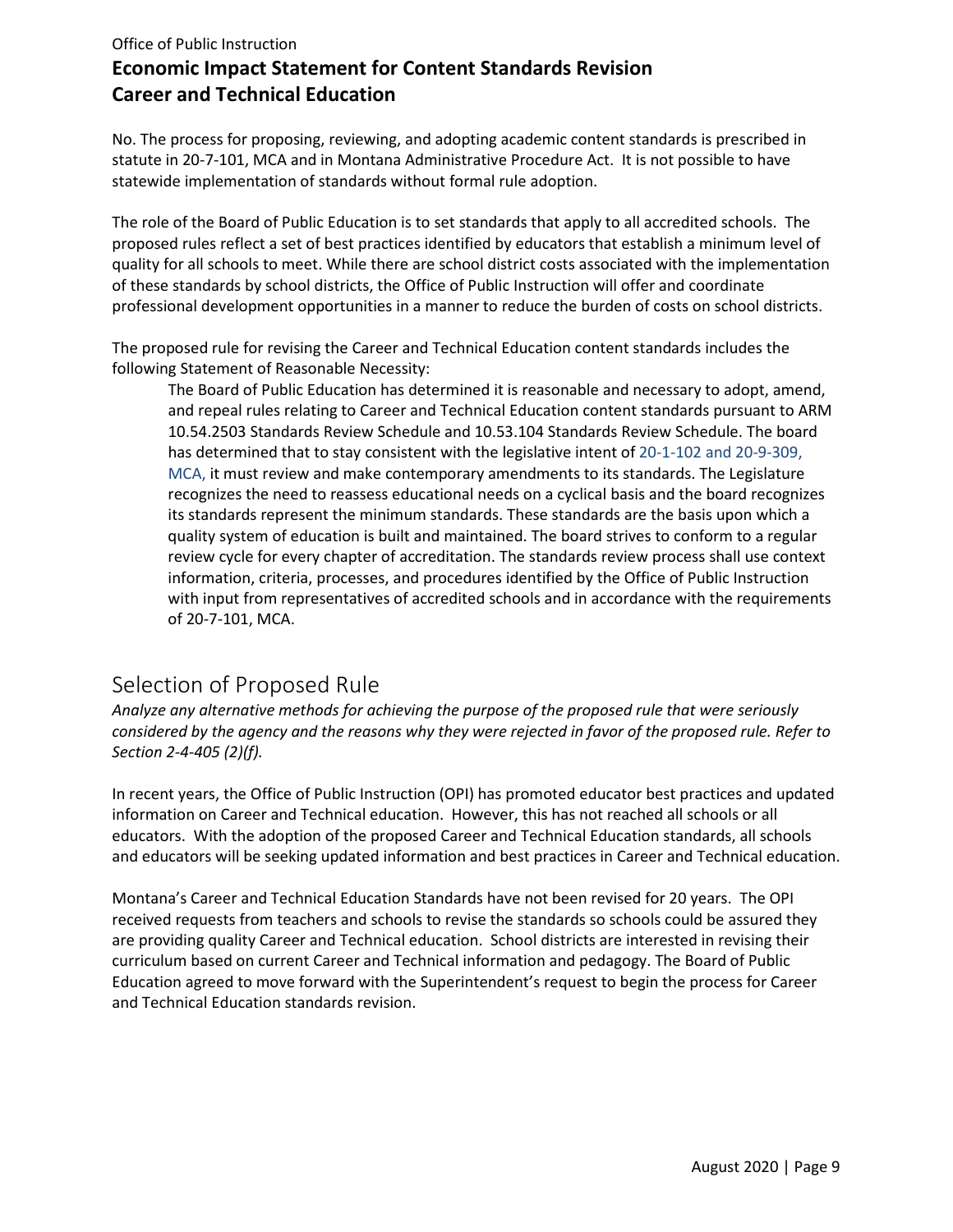No. The process for proposing, reviewing, and adopting academic content standards is prescribed in statute in 20-7-101, MCA and in Montana Administrative Procedure Act. It is not possible to have statewide implementation of standards without formal rule adoption.

The role of the Board of Public Education is to set standards that apply to all accredited schools. The proposed rules reflect a set of best practices identified by educators that establish a minimum level of quality for all schools to meet. While there are school district costs associated with the implementation of these standards by school districts, the Office of Public Instruction will offer and coordinate professional development opportunities in a manner to reduce the burden of costs on school districts.

The proposed rule for revising the Career and Technical Education content standards includes the following Statement of Reasonable Necessity:

> The Board of Public Education has determined it is reasonable and necessary to adopt, amend, and repeal rules relating to Career and Technical Education content standards pursuant to ARM 10.54.2503 Standards Review Schedule and 10.53.104 Standards Review Schedule. The board has determined that to stay consistent with the legislative intent of 20-1-102 and 20-9-309, MCA, it must review and make contemporary amendments to its standards. The Legislature recognizes the need to reassess educational needs on a cyclical basis and the board recognizes its standards represent the minimum standards. These standards are the basis upon which a quality system of education is built and maintained. The board strives to conform to a regular review cycle for every chapter of accreditation. The standards review process shall use context information, criteria, processes, and procedures identified by the Office of Public Instruction with input from representatives of accredited schools and in accordance with the requirements of 20-7-101, MCA.

## Selection of Proposed Rule

*Analyze any alternative methods for achieving the purpose of the proposed rule that were seriously considered by the agency and the reasons why they were rejected in favor of the proposed rule. Refer to Section 2-4-405 (2)(f).*

In recent years, the Office of Public Instruction (OPI) has promoted educator best practices and updated information on Career and Technical education. However, this has not reached all schools or all educators. With the adoption of the proposed Career and Technical Education standards, all schools and educators will be seeking updated information and best practices in Career and Technical education.

Montana's Career and Technical Education Standards have not been revised for 20 years. The OPI received requests from teachers and schools to revise the standards so schools could be assured they are providing quality Career and Technical education. School districts are interested in revising their curriculum based on current Career and Technical information and pedagogy. The Board of Public Education agreed to move forward with the Superintendent's request to begin the process for Career and Technical Education standards revision.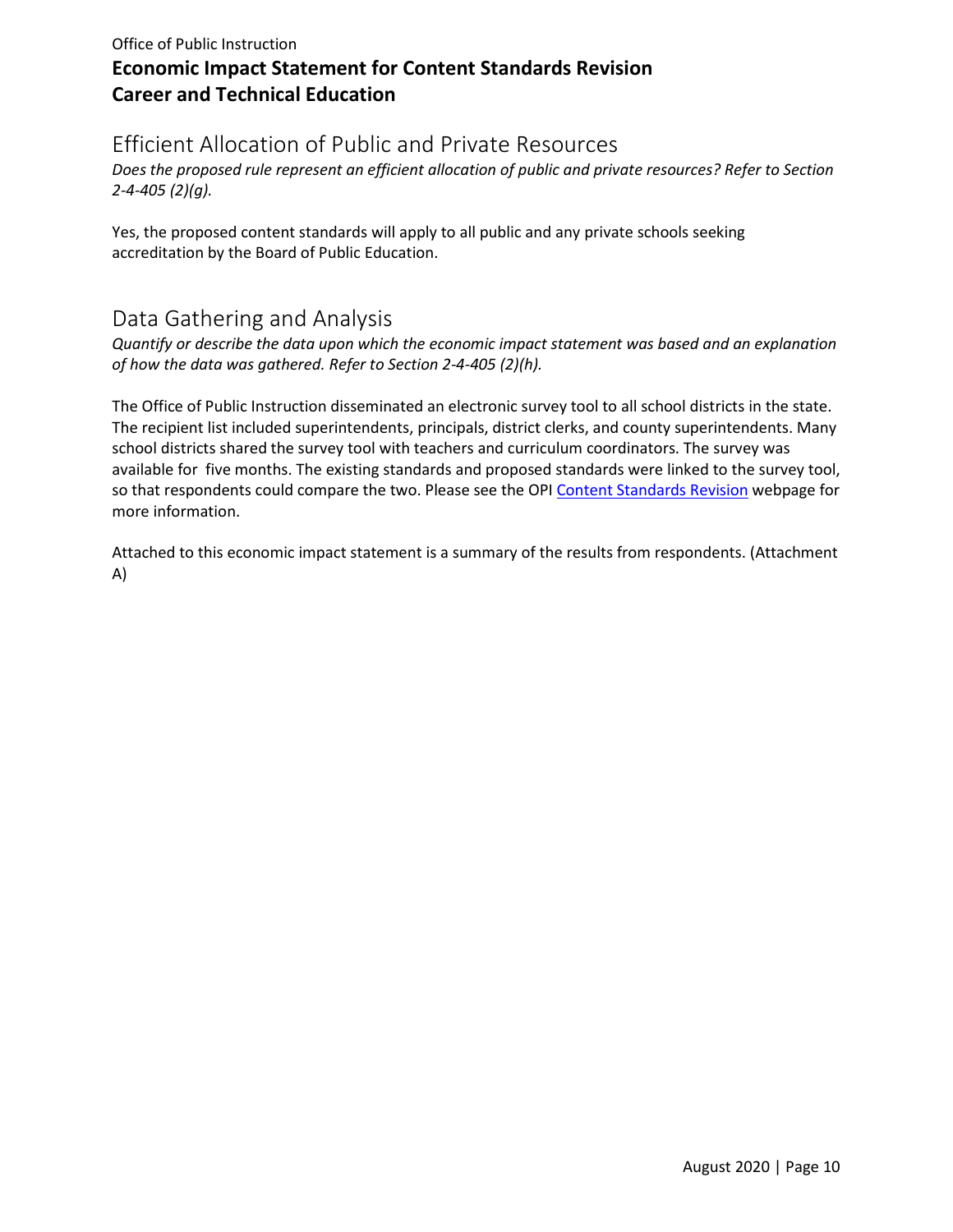## Efficient Allocation of Public and Private Resources

*Does the proposed rule represent an efficient allocation of public and private resources? Refer to Section 2-4-405 (2)(g).*

Yes, the proposed content standards will apply to all public and any private schools seeking accreditation by the Board of Public Education.

## Data Gathering and Analysis

*Quantify or describe the data upon which the economic impact statement was based and an explanation of how the data was gathered. Refer to Section 2-4-405 (2)(h).*

The Office of Public Instruction disseminated an electronic survey tool to all school districts in the state. The recipient list included superintendents, principals, district clerks, and county superintendents. Many school districts shared the survey tool with teachers and curriculum coordinators. The survey was available for five months. The existing standards and proposed standards were linked to the survey tool, so that respondents could compare the two. Please see the OPI Content Standards Revision webpage for more information.

Attached to this economic impact statement is a summary of the results from respondents. (Attachment A)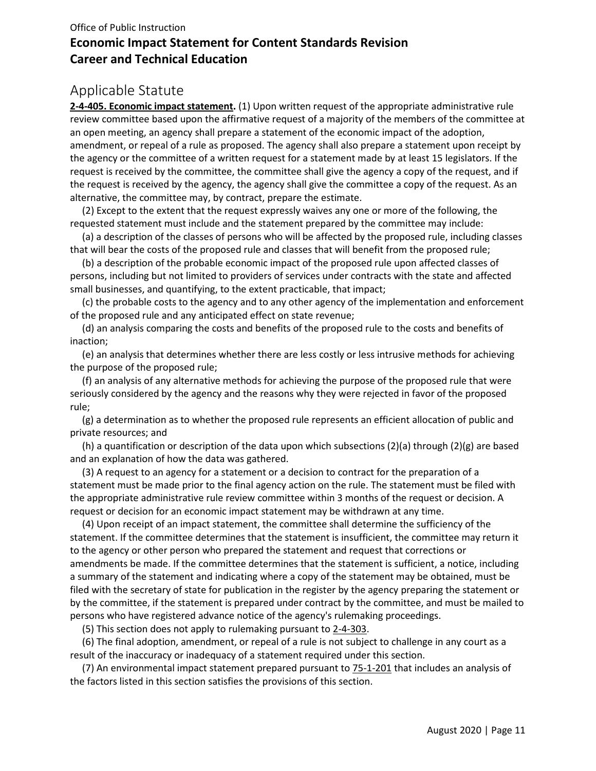Office of Public Instruction

# Economic Impact Statement for Content Standards Revision
# Career and Technical Education

## Applicable Statute

**2-4-405. Economic impact statement.** (1) Upon written request of the appropriate administrative rule review committee based upon the affirmative request of a majority of the members of the committee at an open meeting, an agency shall prepare a statement of the economic impact of the adoption, amendment, or repeal of a rule as proposed. The agency shall also prepare a statement upon receipt by the agency or the committee of a written request for a statement made by at least 15 legislators. If the request is received by the committee, the committee shall give the agency a copy of the request, and if the request is received by the agency, the agency shall give the committee a copy of the request. As an alternative, the committee may, by contract, prepare the estimate.

(2) Except to the extent that the request expressly waives any one or more of the following, the requested statement must include and the statement prepared by the committee may include:

(a) a description of the classes of persons who will be affected by the proposed rule, including classes that will bear the costs of the proposed rule and classes that will benefit from the proposed rule;

(b) a description of the probable economic impact of the proposed rule upon affected classes of persons, including but not limited to providers of services under contracts with the state and affected small businesses, and quantifying, to the extent practicable, that impact;

(c) the probable costs to the agency and to any other agency of the implementation and enforcement of the proposed rule and any anticipated effect on state revenue;

(d) an analysis comparing the costs and benefits of the proposed rule to the costs and benefits of inaction;

(e) an analysis that determines whether there are less costly or less intrusive methods for achieving the purpose of the proposed rule;

(f) an analysis of any alternative methods for achieving the purpose of the proposed rule that were seriously considered by the agency and the reasons why they were rejected in favor of the proposed rule;

(g) a determination as to whether the proposed rule represents an efficient allocation of public and private resources; and

(h) a quantification or description of the data upon which subsections (2)(a) through (2)(g) are based and an explanation of how the data was gathered.

(3) A request to an agency for a statement or a decision to contract for the preparation of a statement must be made prior to the final agency action on the rule. The statement must be filed with the appropriate administrative rule review committee within 3 months of the request or decision. A request or decision for an economic impact statement may be withdrawn at any time.

(4) Upon receipt of an impact statement, the committee shall determine the sufficiency of the statement. If the committee determines that the statement is insufficient, the committee may return it to the agency or other person who prepared the statement and request that corrections or amendments be made. If the committee determines that the statement is sufficient, a notice, including a summary of the statement and indicating where a copy of the statement may be obtained, must be filed with the secretary of state for publication in the register by the agency preparing the statement or by the committee, if the statement is prepared under contract by the committee, and must be mailed to persons who have registered advance notice of the agency's rulemaking proceedings.

(5) This section does not apply to rulemaking pursuant to 2-4-303.

(6) The final adoption, amendment, or repeal of a rule is not subject to challenge in any court as a result of the inaccuracy or inadequacy of a statement required under this section.

(7) An environmental impact statement prepared pursuant to 75-1-201 that includes an analysis of the factors listed in this section satisfies the provisions of this section.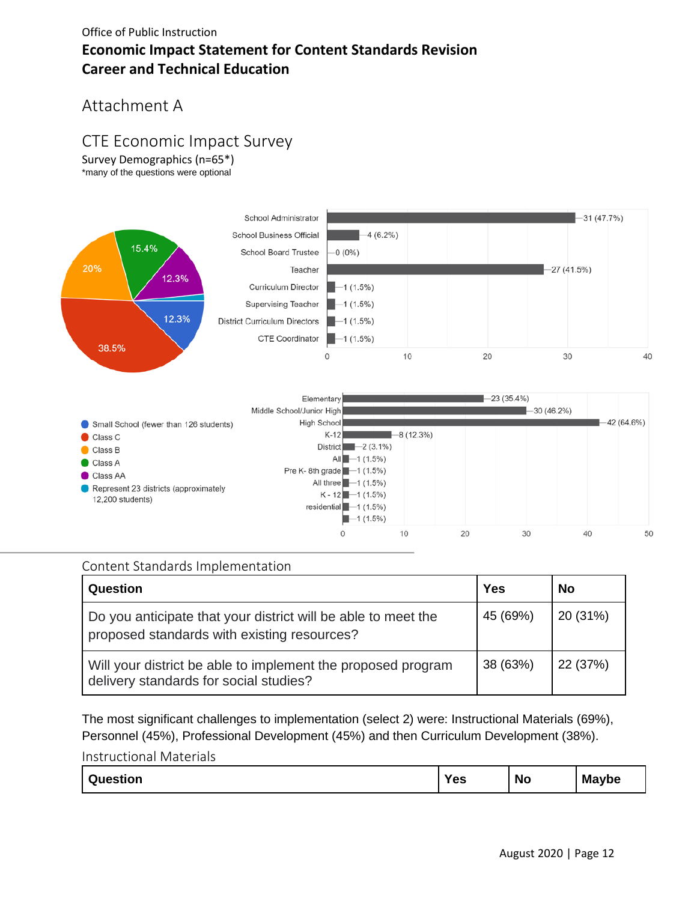Office of Public Instruction

**Economic Impact Statement for Content Standards Revision**
**Career and Technical Education**

# Attachment A

## CTE Economic Impact Survey

Survey Demographics (n=65*)
*many of the questions were optional

| Role | Count (%) |
|---|---|
| School Administrator | 31 (47.7%) |
| School Business Official | 4 (6.2%) |
| School Board Trustee | 0 (0%) |
| Teacher | 27 (41.5%) |
| Curriculum Director | 1 (1.5%) |
| Supervising Teacher | 1 (1.5%) |
| District Curriculum Directors | 1 (1.5%) |
| CTE Coordinator | 1 (1.5%) |

| School Size | Percent |
|---|---|
| Small School (fewer than 126 students) | 12.3% |
| Class C | 38.5% |
| Class B | 20% |
| Class A | 15.4% |
| Class AA | 12.3% |
| Represent 23 districts (approximately 12,200 students) | |

| Level | Count (%) |
|---|---|
| Elementary | 23 (35.4%) |
| Middle School/Junior High | 30 (46.2%) |
| High School | 42 (64.6%) |
| K-12 | 8 (12.3%) |
| District | 2 (3.1%) |
| All | 1 (1.5%) |
| Pre K- 8th grade | 1 (1.5%) |
| All three | 1 (1.5%) |
| K - 12 | 1 (1.5%) |
| residential | 1 (1.5%) |
| | 1 (1.5%) |

### Content Standards Implementation

| Question | Yes | No |
|---|---|---|
| Do you anticipate that your district will be able to meet the proposed standards with existing resources? | 45 (69%) | 20 (31%) |
| Will your district be able to implement the proposed program delivery standards for social studies? | 38 (63%) | 22 (37%) |

The most significant challenges to implementation (select 2) were: Instructional Materials (69%), Personnel (45%), Professional Development (45%) and then Curriculum Development (38%).

### Instructional Materials

| Question | Yes | No | Maybe |
|---|---|---|---|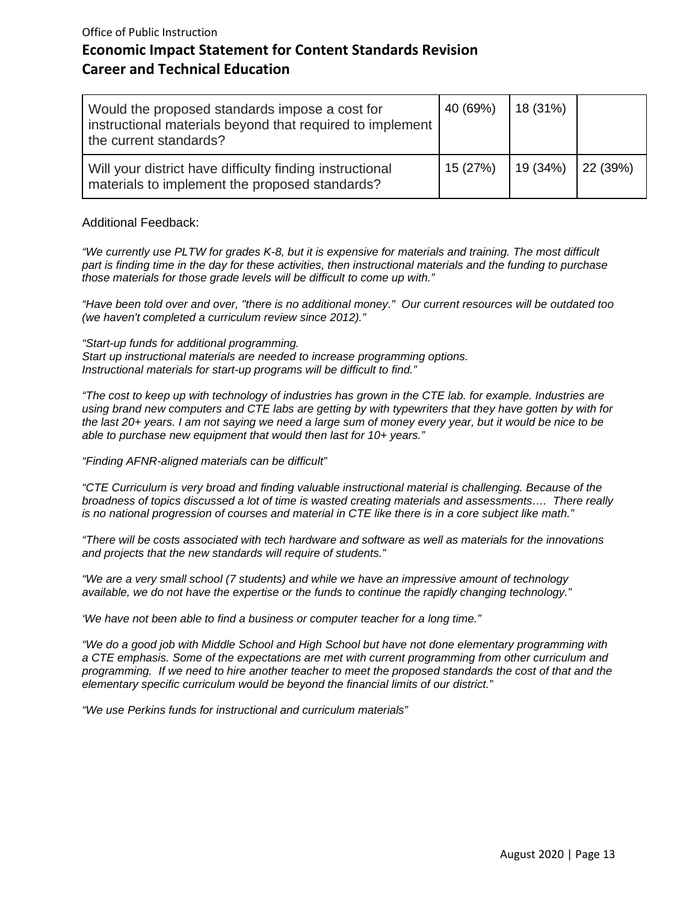| Would the proposed standards impose a cost for instructional materials beyond that required to implement the current standards? | 40 (69%) | 18 (31%) | |
|---|---|---|---|
| Will your district have difficulty finding instructional materials to implement the proposed standards? | 15 (27%) | 19 (34%) | 22 (39%) |

Additional Feedback:

*"We currently use PLTW for grades K-8, but it is expensive for materials and training. The most difficult part is finding time in the day for these activities, then instructional materials and the funding to purchase those materials for those grade levels will be difficult to come up with."*

*"Have been told over and over, "there is no additional money." Our current resources will be outdated too (we haven't completed a curriculum review since 2012)."*

*"Start-up funds for additional programming.*
*Start up instructional materials are needed to increase programming options.*
*Instructional materials for start-up programs will be difficult to find."*

*"The cost to keep up with technology of industries has grown in the CTE lab. for example. Industries are using brand new computers and CTE labs are getting by with typewriters that they have gotten by with for the last 20+ years. I am not saying we need a large sum of money every year, but it would be nice to be able to purchase new equipment that would then last for 10+ years."*

*"Finding AFNR-aligned materials can be difficult"*

*"CTE Curriculum is very broad and finding valuable instructional material is challenging. Because of the broadness of topics discussed a lot of time is wasted creating materials and assessments…. There really is no national progression of courses and material in CTE like there is in a core subject like math."*

*"There will be costs associated with tech hardware and software as well as materials for the innovations and projects that the new standards will require of students."*

*"We are a very small school (7 students) and while we have an impressive amount of technology available, we do not have the expertise or the funds to continue the rapidly changing technology."*

*'We have not been able to find a business or computer teacher for a long time."*

*"We do a good job with Middle School and High School but have not done elementary programming with a CTE emphasis. Some of the expectations are met with current programming from other curriculum and programming. If we need to hire another teacher to meet the proposed standards the cost of that and the elementary specific curriculum would be beyond the financial limits of our district."*

*"We use Perkins funds for instructional and curriculum materials"*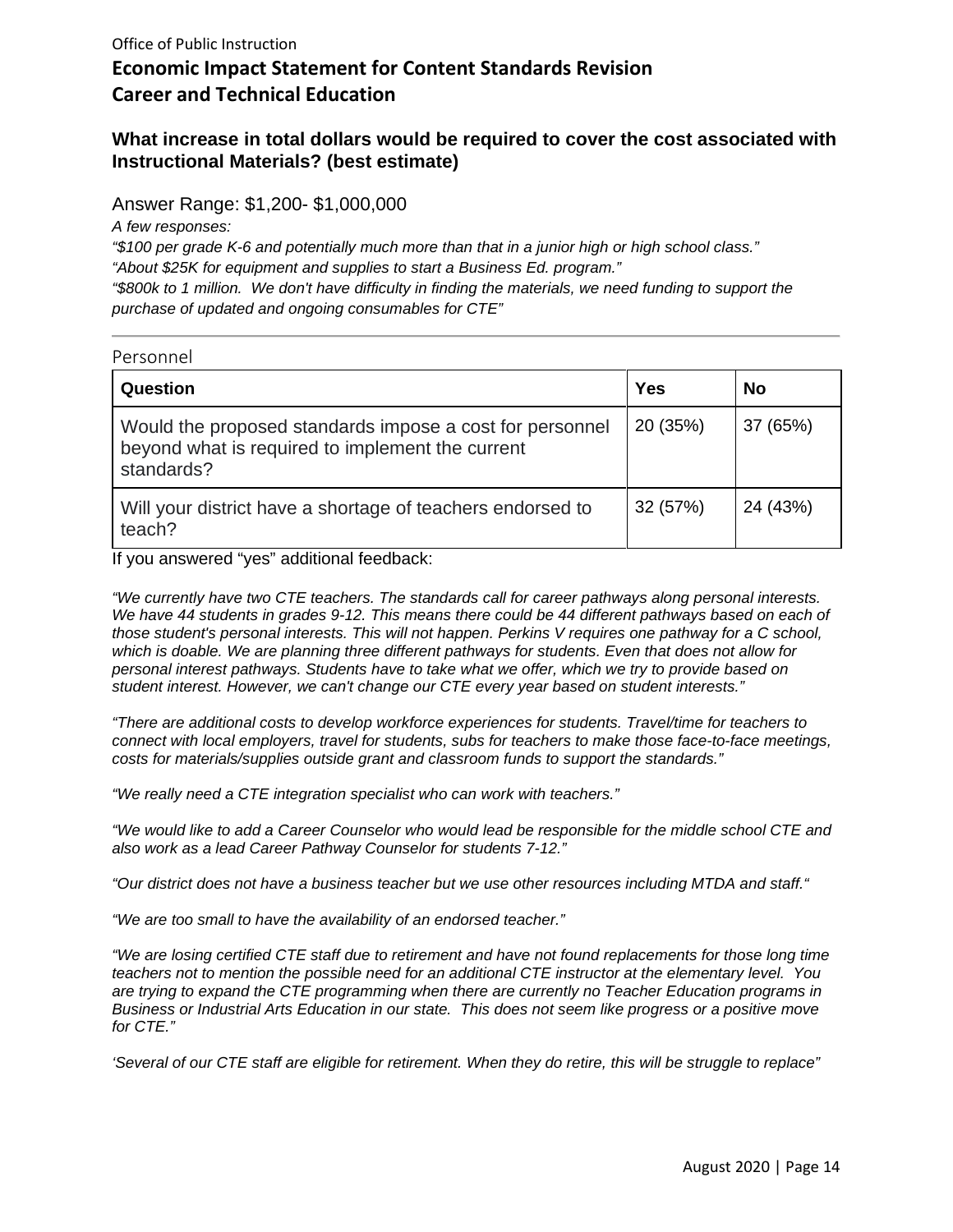### What increase in total dollars would be required to cover the cost associated with Instructional Materials? (best estimate)

Answer Range: $1,200- $1,000,000

*A few responses:*

*"$100 per grade K-6 and potentially much more than that in a junior high or high school class."*

*"About $25K for equipment and supplies to start a Business Ed. program."*

*"$800k to 1 million. We don't have difficulty in finding the materials, we need funding to support the purchase of updated and ongoing consumables for CTE"*

---

## Personnel

| Question | Yes | No |
|---|---|---|
| Would the proposed standards impose a cost for personnel beyond what is required to implement the current standards? | 20 (35%) | 37 (65%) |
| Will your district have a shortage of teachers endorsed to teach? | 32 (57%) | 24 (43%) |

If you answered "yes" additional feedback:

*"We currently have two CTE teachers. The standards call for career pathways along personal interests. We have 44 students in grades 9-12. This means there could be 44 different pathways based on each of those student's personal interests. This will not happen. Perkins V requires one pathway for a C school, which is doable. We are planning three different pathways for students. Even that does not allow for personal interest pathways. Students have to take what we offer, which we try to provide based on student interest. However, we can't change our CTE every year based on student interests."*

*"There are additional costs to develop workforce experiences for students. Travel/time for teachers to connect with local employers, travel for students, subs for teachers to make those face-to-face meetings, costs for materials/supplies outside grant and classroom funds to support the standards."*

*"We really need a CTE integration specialist who can work with teachers."*

*"We would like to add a Career Counselor who would lead be responsible for the middle school CTE and also work as a lead Career Pathway Counselor for students 7-12."*

*"Our district does not have a business teacher but we use other resources including MTDA and staff."*

*"We are too small to have the availability of an endorsed teacher."*

*"We are losing certified CTE staff due to retirement and have not found replacements for those long time teachers not to mention the possible need for an additional CTE instructor at the elementary level. You are trying to expand the CTE programming when there are currently no Teacher Education programs in Business or Industrial Arts Education in our state. This does not seem like progress or a positive move for CTE."*

*'Several of our CTE staff are eligible for retirement. When they do retire, this will be struggle to replace"*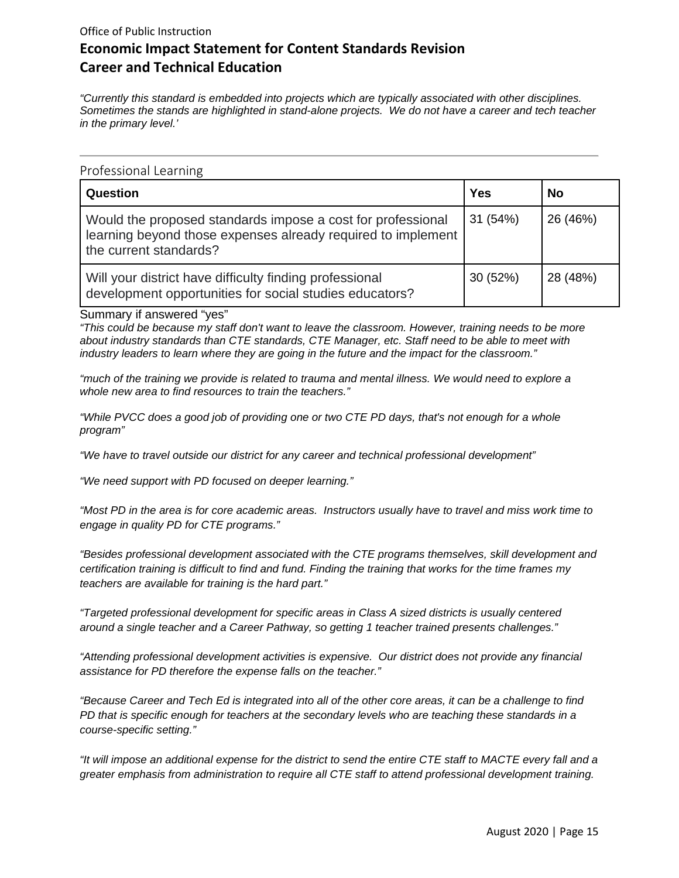*"Currently this standard is embedded into projects which are typically associated with other disciplines. Sometimes the stands are highlighted in stand-alone projects. We do not have a career and tech teacher in the primary level.'*

## Professional Learning

| Question | Yes | No |
|---|---|---|
| Would the proposed standards impose a cost for professional learning beyond those expenses already required to implement the current standards? | 31 (54%) | 26 (46%) |
| Will your district have difficulty finding professional development opportunities for social studies educators? | 30 (52%) | 28 (48%) |

Summary if answered "yes"

*"This could be because my staff don't want to leave the classroom. However, training needs to be more about industry standards than CTE standards, CTE Manager, etc. Staff need to be able to meet with industry leaders to learn where they are going in the future and the impact for the classroom."*

*"much of the training we provide is related to trauma and mental illness. We would need to explore a whole new area to find resources to train the teachers."*

*"While PVCC does a good job of providing one or two CTE PD days, that's not enough for a whole program"*

*"We have to travel outside our district for any career and technical professional development"*

*"We need support with PD focused on deeper learning."*

*"Most PD in the area is for core academic areas. Instructors usually have to travel and miss work time to engage in quality PD for CTE programs."*

*"Besides professional development associated with the CTE programs themselves, skill development and certification training is difficult to find and fund. Finding the training that works for the time frames my teachers are available for training is the hard part."*

*"Targeted professional development for specific areas in Class A sized districts is usually centered around a single teacher and a Career Pathway, so getting 1 teacher trained presents challenges."*

*"Attending professional development activities is expensive. Our district does not provide any financial assistance for PD therefore the expense falls on the teacher."*

*"Because Career and Tech Ed is integrated into all of the other core areas, it can be a challenge to find PD that is specific enough for teachers at the secondary levels who are teaching these standards in a course-specific setting."*

*"It will impose an additional expense for the district to send the entire CTE staff to MACTE every fall and a greater emphasis from administration to require all CTE staff to attend professional development training.*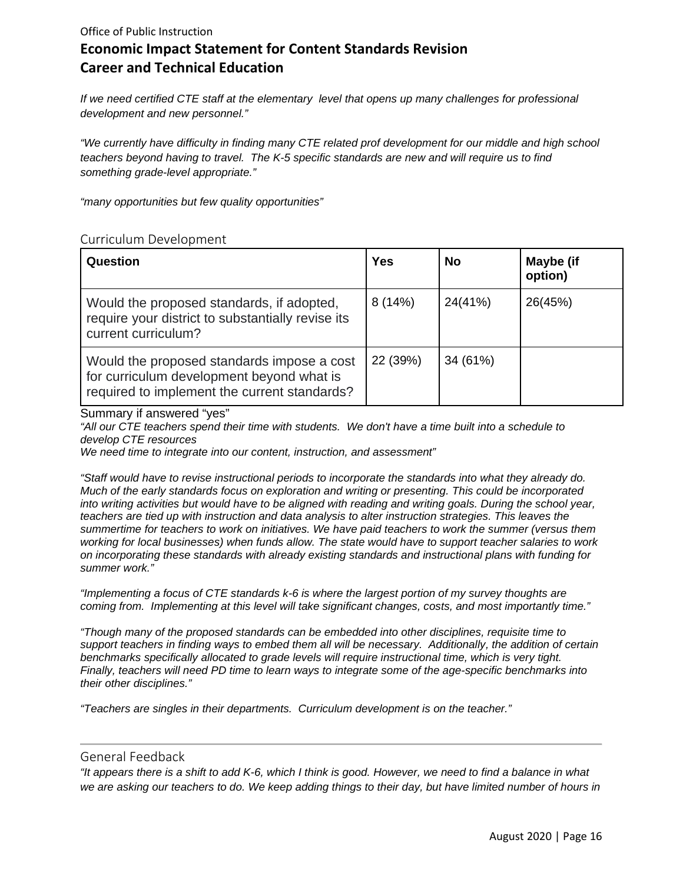*If we need certified CTE staff at the elementary level that opens up many challenges for professional development and new personnel."*

*"We currently have difficulty in finding many CTE related prof development for our middle and high school teachers beyond having to travel. The K-5 specific standards are new and will require us to find something grade-level appropriate."*

*"many opportunities but few quality opportunities"*

## Curriculum Development

| Question | Yes | No | Maybe (if option) |
|---|---|---|---|
| Would the proposed standards, if adopted, require your district to substantially revise its current curriculum? | 8 (14%) | 24(41%) | 26(45%) |
| Would the proposed standards impose a cost for curriculum development beyond what is required to implement the current standards? | 22 (39%) | 34 (61%) | |

Summary if answered "yes"

*"All our CTE teachers spend their time with students. We don't have a time built into a schedule to develop CTE resources*
*We need time to integrate into our content, instruction, and assessment"*

*"Staff would have to revise instructional periods to incorporate the standards into what they already do. Much of the early standards focus on exploration and writing or presenting. This could be incorporated into writing activities but would have to be aligned with reading and writing goals. During the school year, teachers are tied up with instruction and data analysis to alter instruction strategies. This leaves the summertime for teachers to work on initiatives. We have paid teachers to work the summer (versus them working for local businesses) when funds allow. The state would have to support teacher salaries to work on incorporating these standards with already existing standards and instructional plans with funding for summer work."*

*"Implementing a focus of CTE standards k-6 is where the largest portion of my survey thoughts are coming from. Implementing at this level will take significant changes, costs, and most importantly time."*

*"Though many of the proposed standards can be embedded into other disciplines, requisite time to support teachers in finding ways to embed them all will be necessary. Additionally, the addition of certain benchmarks specifically allocated to grade levels will require instructional time, which is very tight. Finally, teachers will need PD time to learn ways to integrate some of the age-specific benchmarks into their other disciplines."*

*"Teachers are singles in their departments. Curriculum development is on the teacher."*

## General Feedback

*"It appears there is a shift to add K-6, which I think is good. However, we need to find a balance in what we are asking our teachers to do. We keep adding things to their day, but have limited number of hours in*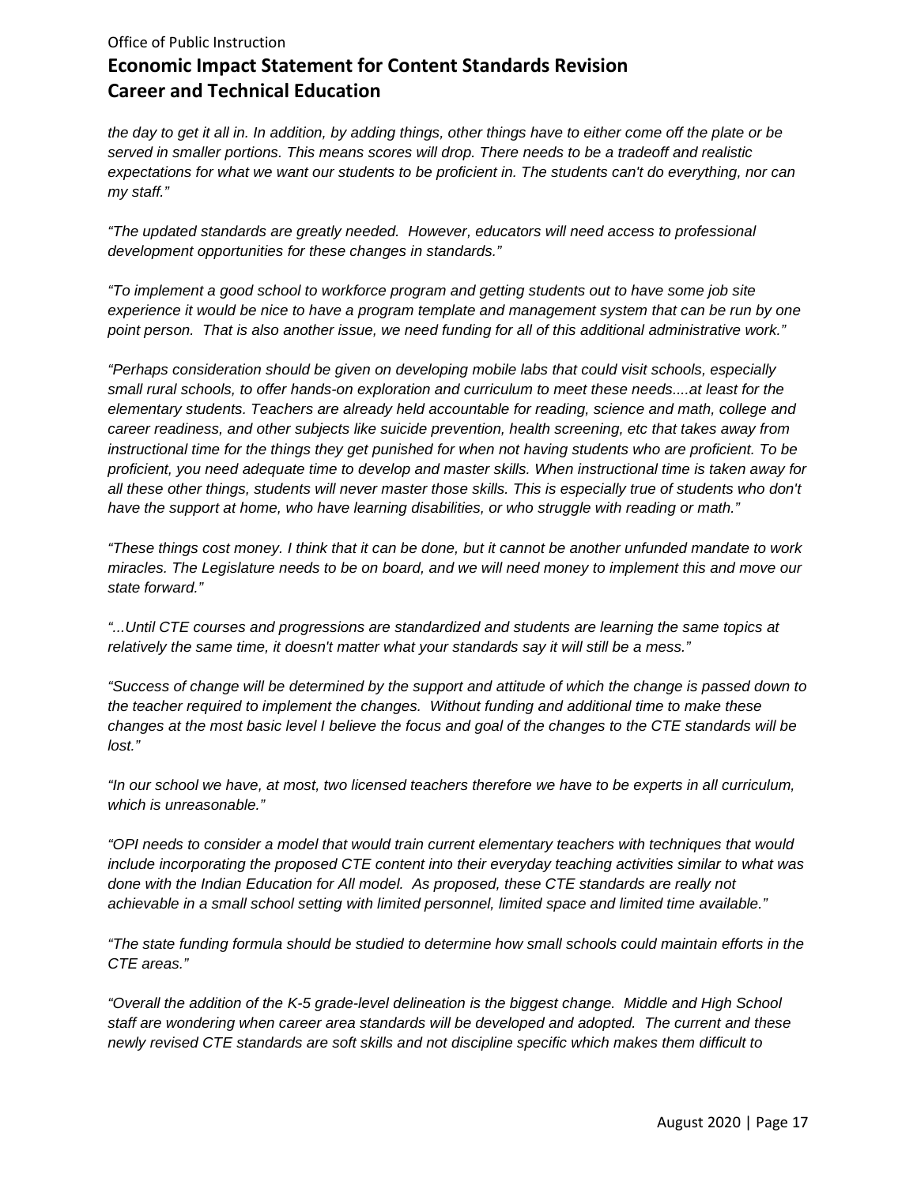*the day to get it all in. In addition, by adding things, other things have to either come off the plate or be served in smaller portions. This means scores will drop. There needs to be a tradeoff and realistic expectations for what we want our students to be proficient in. The students can't do everything, nor can my staff."*

*"The updated standards are greatly needed. However, educators will need access to professional development opportunities for these changes in standards."*

*"To implement a good school to workforce program and getting students out to have some job site experience it would be nice to have a program template and management system that can be run by one point person. That is also another issue, we need funding for all of this additional administrative work."*

*"Perhaps consideration should be given on developing mobile labs that could visit schools, especially small rural schools, to offer hands-on exploration and curriculum to meet these needs....at least for the elementary students. Teachers are already held accountable for reading, science and math, college and career readiness, and other subjects like suicide prevention, health screening, etc that takes away from instructional time for the things they get punished for when not having students who are proficient. To be proficient, you need adequate time to develop and master skills. When instructional time is taken away for all these other things, students will never master those skills. This is especially true of students who don't have the support at home, who have learning disabilities, or who struggle with reading or math."*

*"These things cost money. I think that it can be done, but it cannot be another unfunded mandate to work miracles. The Legislature needs to be on board, and we will need money to implement this and move our state forward."*

*"...Until CTE courses and progressions are standardized and students are learning the same topics at relatively the same time, it doesn't matter what your standards say it will still be a mess."*

*"Success of change will be determined by the support and attitude of which the change is passed down to the teacher required to implement the changes. Without funding and additional time to make these changes at the most basic level I believe the focus and goal of the changes to the CTE standards will be lost."*

*"In our school we have, at most, two licensed teachers therefore we have to be experts in all curriculum, which is unreasonable."*

*"OPI needs to consider a model that would train current elementary teachers with techniques that would include incorporating the proposed CTE content into their everyday teaching activities similar to what was done with the Indian Education for All model. As proposed, these CTE standards are really not achievable in a small school setting with limited personnel, limited space and limited time available."*

*"The state funding formula should be studied to determine how small schools could maintain efforts in the CTE areas."*

*"Overall the addition of the K-5 grade-level delineation is the biggest change. Middle and High School staff are wondering when career area standards will be developed and adopted. The current and these newly revised CTE standards are soft skills and not discipline specific which makes them difficult to*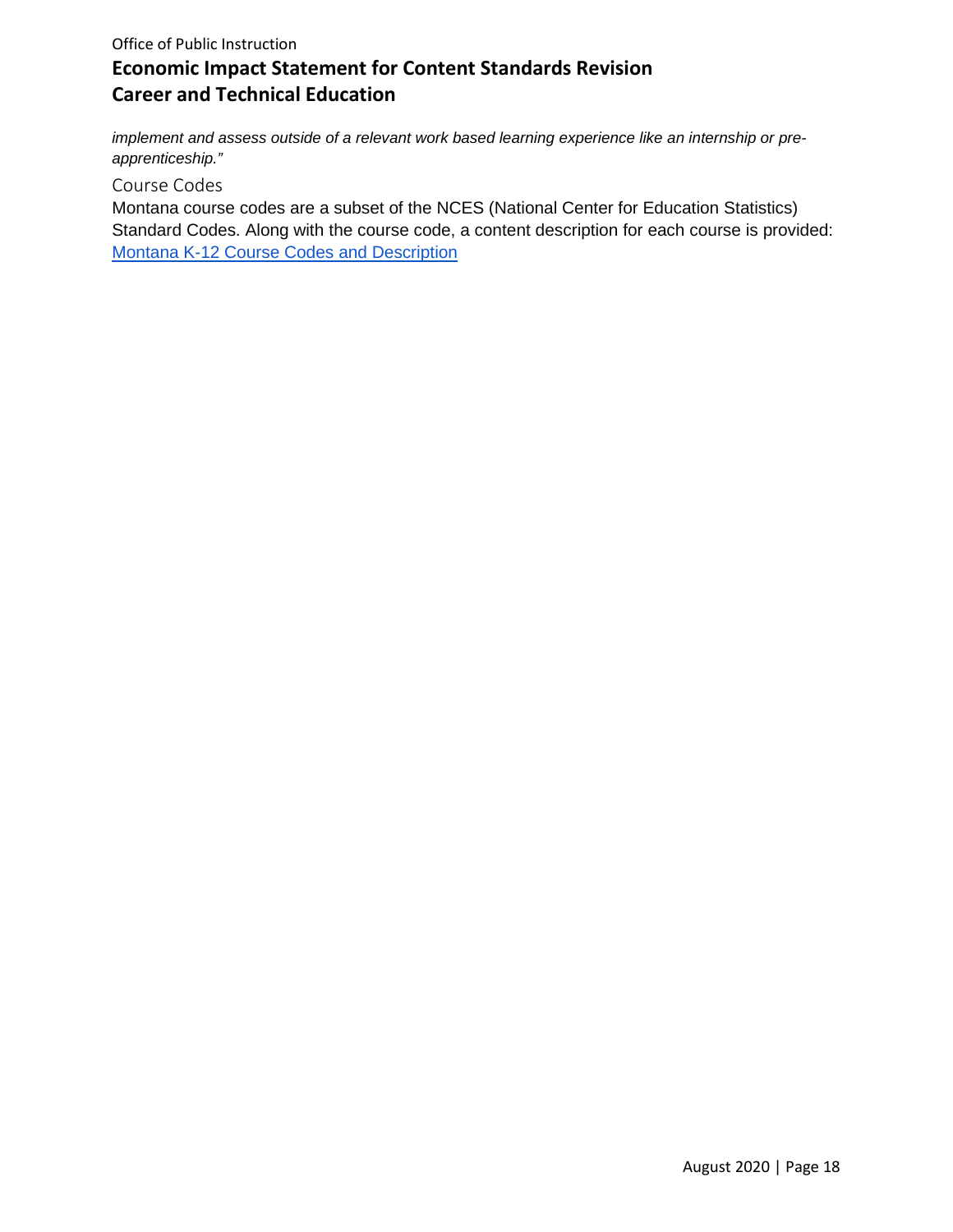*implement and assess outside of a relevant work based learning experience like an internship or pre-apprenticeship."*

### Course Codes

Montana course codes are a subset of the NCES (National Center for Education Statistics) Standard Codes. Along with the course code, a content description for each course is provided: Montana K-12 Course Codes and Description